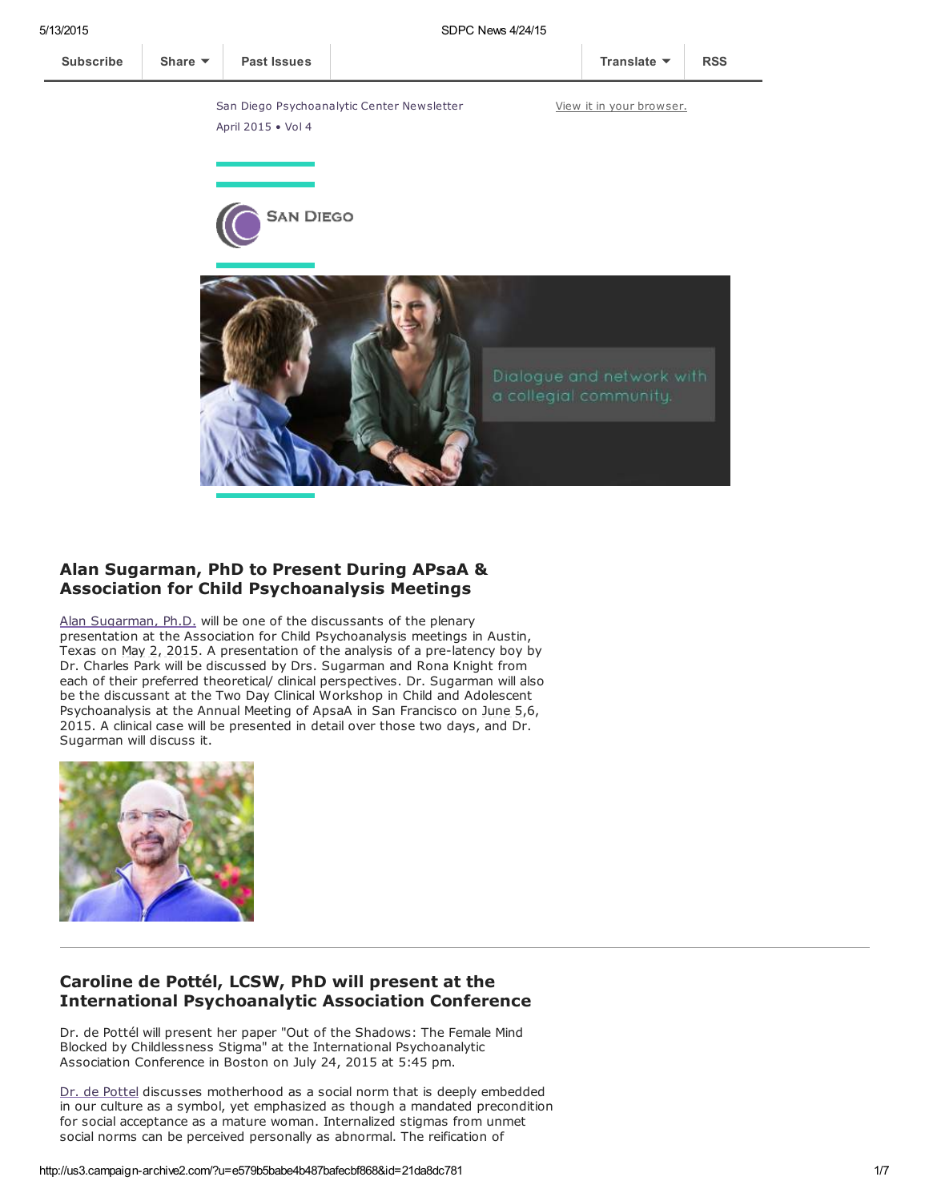Subscribe | Share | Past Issues | Translate | RSS

San Diego Psychoanalytic Center Newsletter
April 2015 • Vol 4

View it in your browser.

## Alan Sugarman, PhD to Present During APsaA & Association for Child Psychoanalysis Meetings

Alan Sugarman, Ph.D. will be one of the discussants of the plenary presentation at the Association for Child Psychoanalysis meetings in Austin, Texas on May 2, 2015. A presentation of the analysis of a pre-latency boy by Dr. Charles Park will be discussed by Drs. Sugarman and Rona Knight from each of their preferred theoretical/ clinical perspectives. Dr. Sugarman will also be the discussant at the Two Day Clinical Workshop in Child and Adolescent Psychoanalysis at the Annual Meeting of ApsaA in San Francisco on June 5,6, 2015. A clinical case will be presented in detail over those two days, and Dr. Sugarman will discuss it.

---

## Caroline de Pottél, LCSW, PhD will present at the International Psychoanalytic Association Conference

Dr. de Pottél will present her paper "Out of the Shadows: The Female Mind Blocked by Childlessness Stigma" at the International Psychoanalytic Association Conference in Boston on July 24, 2015 at 5:45 pm.

Dr. de Pottel discusses motherhood as a social norm that is deeply embedded in our culture as a symbol, yet emphasized as though a mandated precondition for social acceptance as a mature woman. Internalized stigmas from unmet social norms can be perceived personally as abnormal. The reification of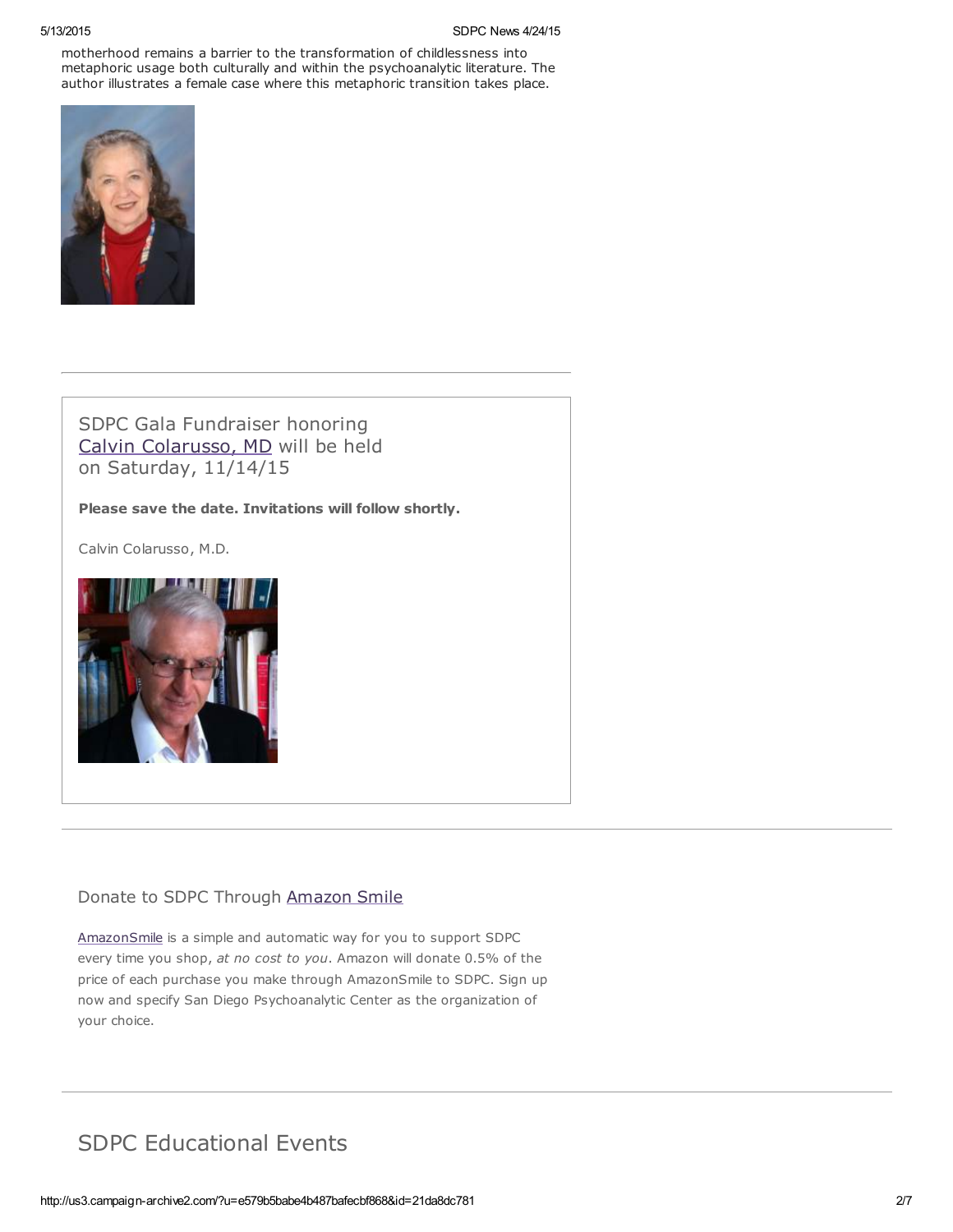motherhood remains a barrier to the transformation of childlessness into metaphoric usage both culturally and within the psychoanalytic literature. The author illustrates a female case where this metaphoric transition takes place.

---

SDPC Gala Fundraiser honoring [Calvin Colarusso, MD] will be held on Saturday, 11/14/15

**Please save the date. Invitations will follow shortly.**

Calvin Colarusso, M.D.

---

## Donate to SDPC Through Amazon Smile

AmazonSmile is a simple and automatic way for you to support SDPC every time you shop, *at no cost to you*. Amazon will donate 0.5% of the price of each purchase you make through AmazonSmile to SDPC. Sign up now and specify San Diego Psychoanalytic Center as the organization of your choice.

---

# SDPC Educational Events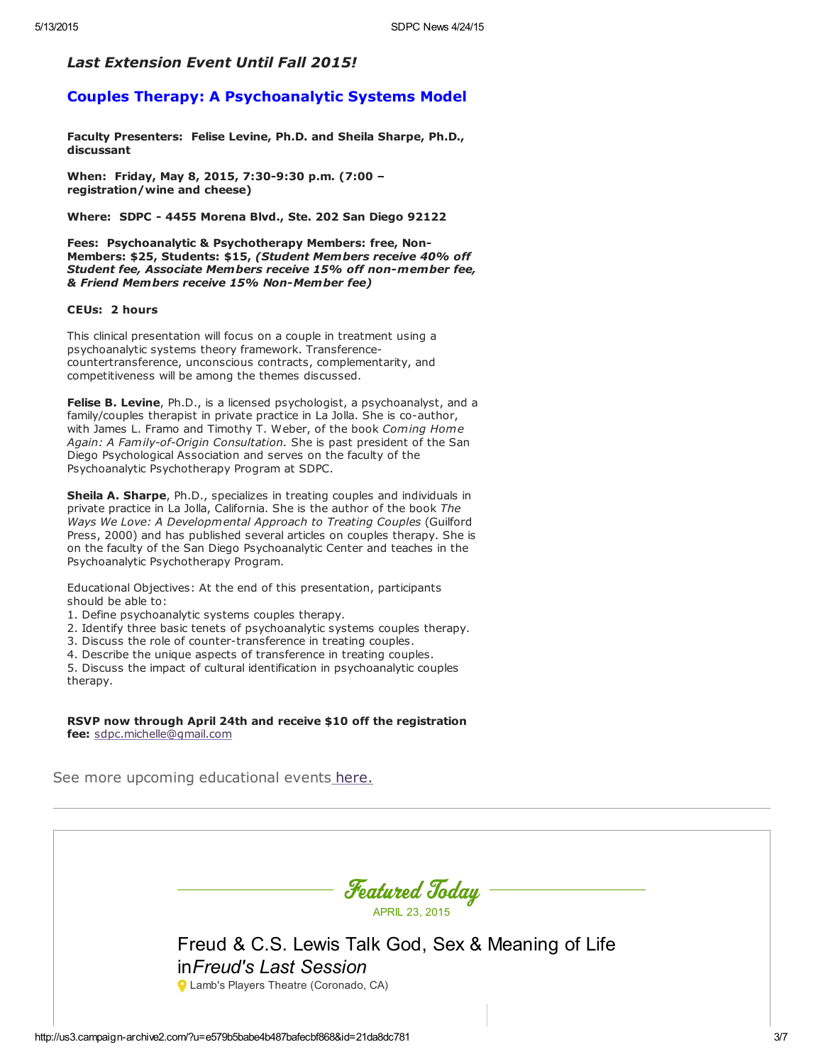*Last Extension Event Until Fall 2015!*

## Couples Therapy: A Psychoanalytic Systems Model

**Faculty Presenters: Felise Levine, Ph.D. and Sheila Sharpe, Ph.D., discussant**

**When: Friday, May 8, 2015, 7:30-9:30 p.m. (7:00 – registration/wine and cheese)**

**Where: SDPC - 4455 Morena Blvd., Ste. 202 San Diego 92122**

**Fees: Psychoanalytic & Psychotherapy Members: free, Non-Members: $25, Students: $15, *(Student Members receive 40% off Student fee, Associate Members receive 15% off non-member fee, & Friend Members receive 15% Non-Member fee)***

**CEUs: 2 hours**

This clinical presentation will focus on a couple in treatment using a psychoanalytic systems theory framework. Transference-countertransference, unconscious contracts, complementarity, and competitiveness will be among the themes discussed.

**Felise B. Levine**, Ph.D., is a licensed psychologist, a psychoanalyst, and a family/couples therapist in private practice in La Jolla. She is co-author, with James L. Framo and Timothy T. Weber, of the book *Coming Home Again: A Family-of-Origin Consultation.* She is past president of the San Diego Psychological Association and serves on the faculty of the Psychoanalytic Psychotherapy Program at SDPC.

**Sheila A. Sharpe**, Ph.D., specializes in treating couples and individuals in private practice in La Jolla, California. She is the author of the book *The Ways We Love: A Developmental Approach to Treating Couples* (Guilford Press, 2000) and has published several articles on couples therapy. She is on the faculty of the San Diego Psychoanalytic Center and teaches in the Psychoanalytic Psychotherapy Program.

Educational Objectives: At the end of this presentation, participants should be able to:

1. Define psychoanalytic systems couples therapy.
2. Identify three basic tenets of psychoanalytic systems couples therapy.
3. Discuss the role of counter-transference in treating couples.
4. Describe the unique aspects of transference in treating couples.
5. Discuss the impact of cultural identification in psychoanalytic couples therapy.

**RSVP now through April 24th and receive $10 off the registration fee:** sdpc.michelle@gmail.com

See more upcoming educational events here.

---

Featured Today

APRIL 23, 2015

Freud & C.S. Lewis Talk God, Sex & Meaning of Life in*Freud's Last Session*

Lamb's Players Theatre (Coronado, CA)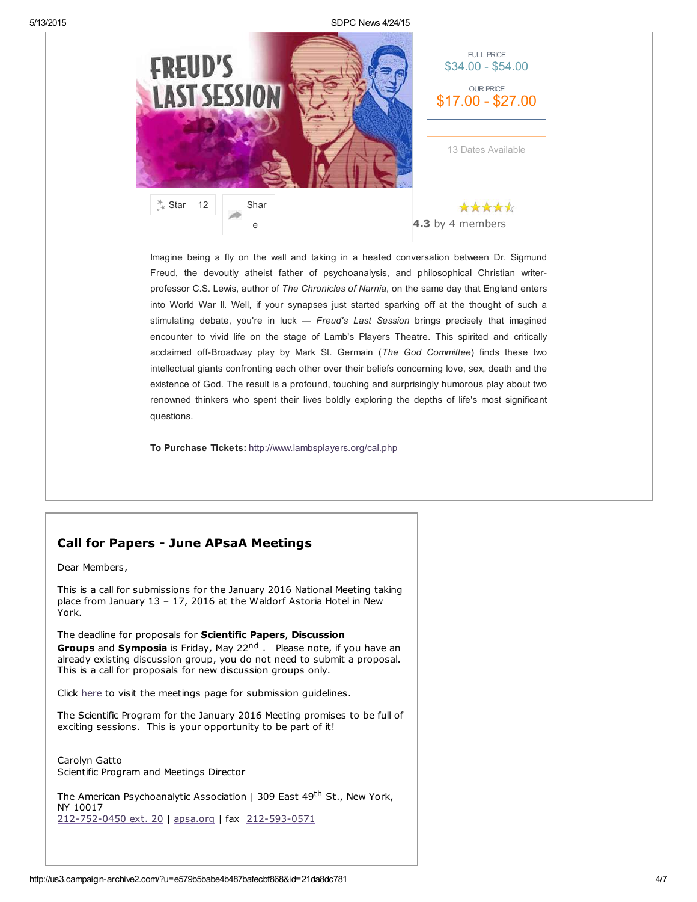FULL PRICE
$34.00 - $54.00

OUR PRICE
$17.00 - $27.00

13 Dates Available

Star 12

Share

4.3 by 4 members

Imagine being a fly on the wall and taking in a heated conversation between Dr. Sigmund Freud, the devoutly atheist father of psychoanalysis, and philosophical Christian writer-professor C.S. Lewis, author of *The Chronicles of Narnia*, on the same day that England enters into World War II. Well, if your synapses just started sparking off at the thought of such a stimulating debate, you're in luck — *Freud's Last Session* brings precisely that imagined encounter to vivid life on the stage of Lamb's Players Theatre. This spirited and critically acclaimed off-Broadway play by Mark St. Germain (*The God Committee*) finds these two intellectual giants confronting each other over their beliefs concerning love, sex, death and the existence of God. The result is a profound, touching and surprisingly humorous play about two renowned thinkers who spent their lives boldly exploring the depths of life's most significant questions.

**To Purchase Tickets:** http://www.lambsplayers.org/cal.php

## Call for Papers - June APsaA Meetings

Dear Members,

This is a call for submissions for the January 2016 National Meeting taking place from January 13 – 17, 2016 at the Waldorf Astoria Hotel in New York.

The deadline for proposals for **Scientific Papers**, **Discussion Groups** and **Symposia** is Friday, May 22nd . Please note, if you have an already existing discussion group, you do not need to submit a proposal. This is a call for proposals for new discussion groups only.

Click here to visit the meetings page for submission guidelines.

The Scientific Program for the January 2016 Meeting promises to be full of exciting sessions. This is your opportunity to be part of it!

Carolyn Gatto
Scientific Program and Meetings Director

The American Psychoanalytic Association | 309 East 49th St., New York, NY 10017
212-752-0450 ext. 20 | apsa.org | fax 212-593-0571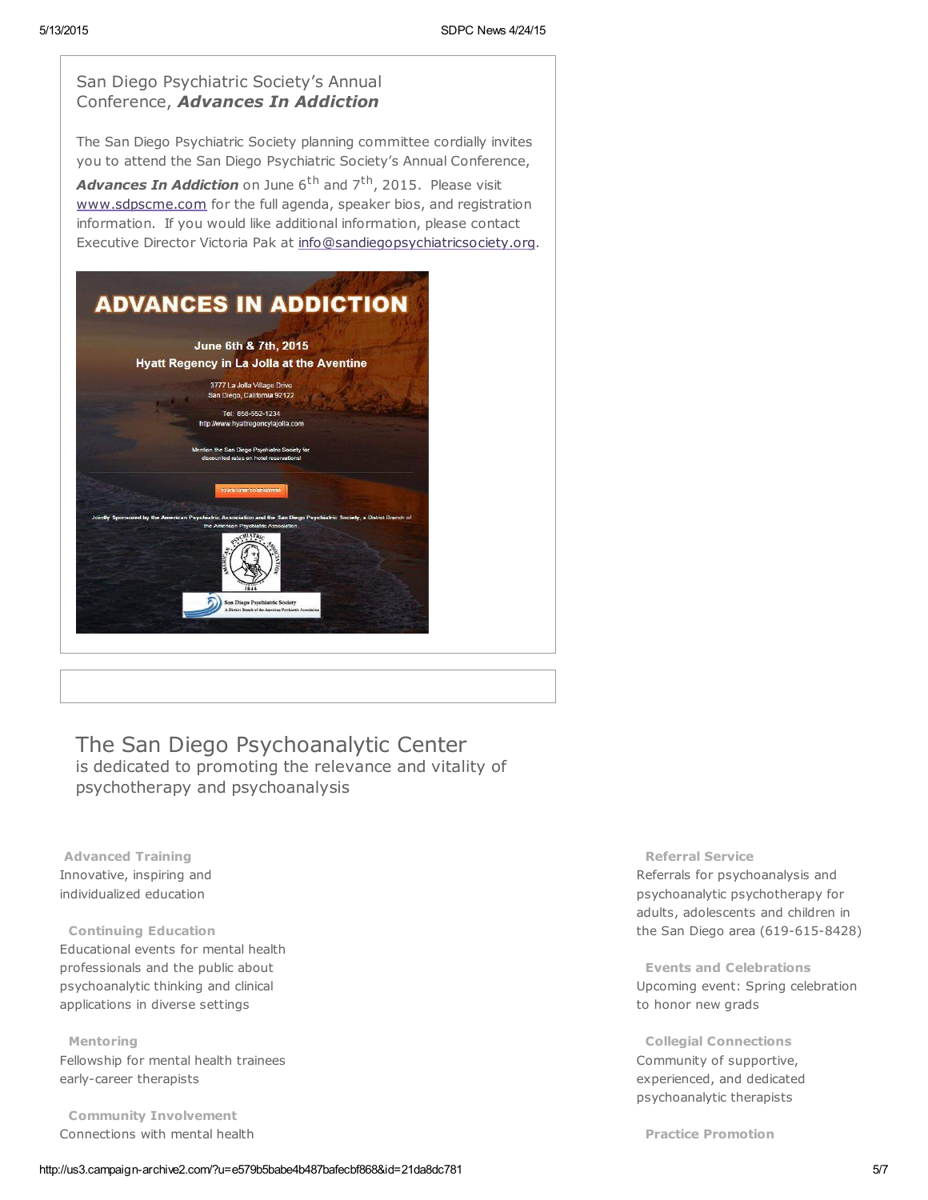## San Diego Psychiatric Society's Annual Conference, ***Advances In Addiction***

The San Diego Psychiatric Society planning committee cordially invites you to attend the San Diego Psychiatric Society's Annual Conference, ***Advances In Addiction*** on June 6th and 7th, 2015. Please visit www.sdpscme.com for the full agenda, speaker bios, and registration information. If you would like additional information, please contact Executive Director Victoria Pak at info@sandiegopsychiatricsociety.org.

**ADVANCES IN ADDICTION**

**June 6th & 7th, 2015**
**Hyatt Regency in La Jolla at the Aventine**

3777 La Jolla Village Drive
San Diego, California 92122

Tel: 858-552-1234
http://www.hyattregencylajolla.com

Mention the San Diego Psychiatric Society for discounted rates on hotel reservations!

CLICK HERE TO REGISTER

Jointly Sponsored by the American Psychiatric Association and the San Diego Psychiatric Society, a District Branch of the American Psychiatric Association.

San Diego Psychiatric Society
A District Branch of the American Psychiatric Association

# The San Diego Psychoanalytic Center

is dedicated to promoting the relevance and vitality of psychotherapy and psychoanalysis

**Advanced Training**
Innovative, inspiring and individualized education

**Continuing Education**
Educational events for mental health professionals and the public about psychoanalytic thinking and clinical applications in diverse settings

**Mentoring**
Fellowship for mental health trainees early-career therapists

**Community Involvement**
Connections with mental health

**Referral Service**
Referrals for psychoanalysis and psychoanalytic psychotherapy for adults, adolescents and children in the San Diego area (619-615-8428)

**Events and Celebrations**
Upcoming event: Spring celebration to honor new grads

**Collegial Connections**
Community of supportive, experienced, and dedicated psychoanalytic therapists

**Practice Promotion**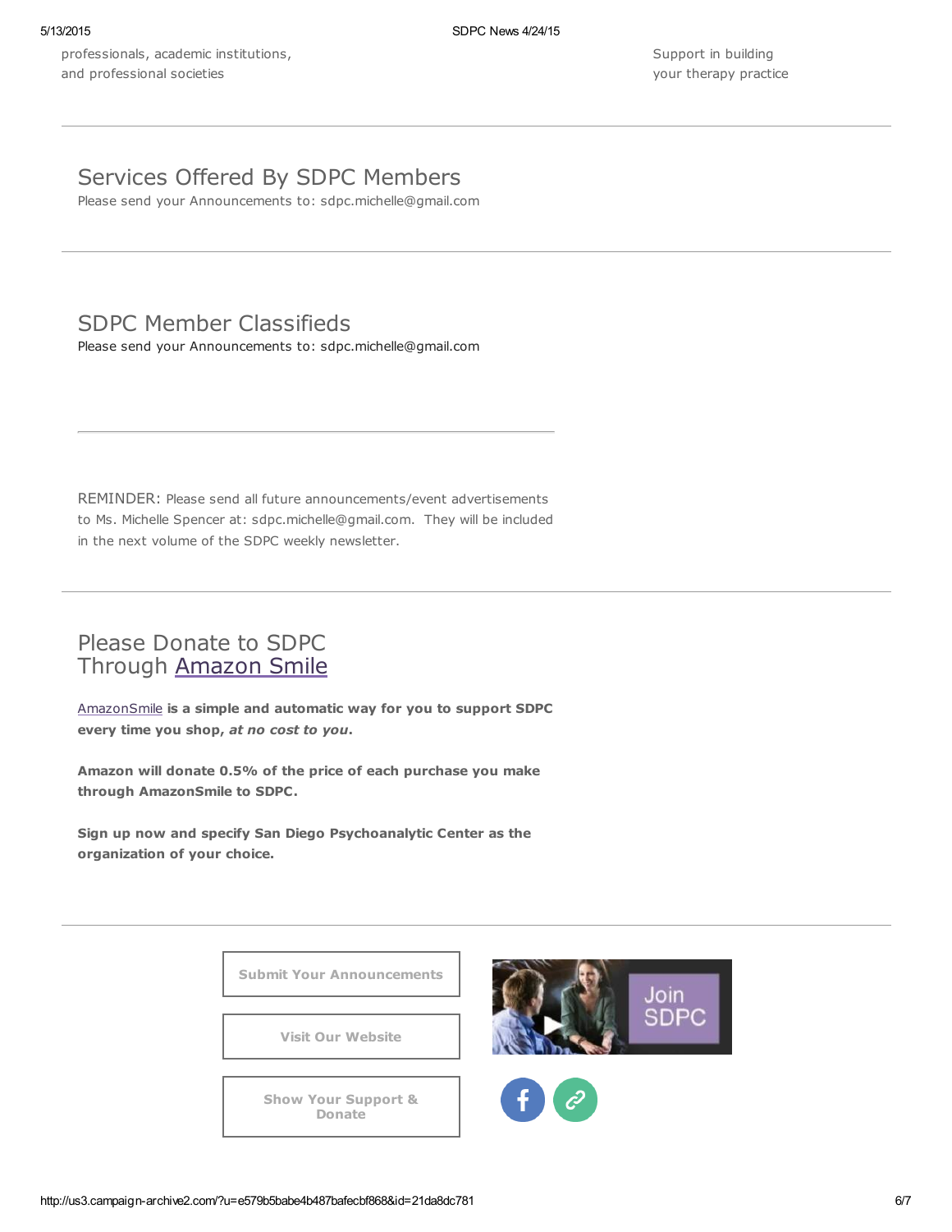professionals, academic institutions, and professional societies

Support in building your therapy practice

---

## Services Offered By SDPC Members

Please send your Announcements to: sdpc.michelle@gmail.com

---

## SDPC Member Classifieds

Please send your Announcements to: sdpc.michelle@gmail.com

---

REMINDER: Please send all future announcements/event advertisements to Ms. Michelle Spencer at: sdpc.michelle@gmail.com. They will be included in the next volume of the SDPC weekly newsletter.

---

## Please Donate to SDPC Through Amazon Smile

**AmazonSmile is a simple and automatic way for you to support SDPC every time you shop, *at no cost to you*.**

**Amazon will donate 0.5% of the price of each purchase you make through AmazonSmile to SDPC.**

**Sign up now and specify San Diego Psychoanalytic Center as the organization of your choice.**

---

**Submit Your Announcements**

**Visit Our Website**

**Show Your Support & Donate**

Join SDPC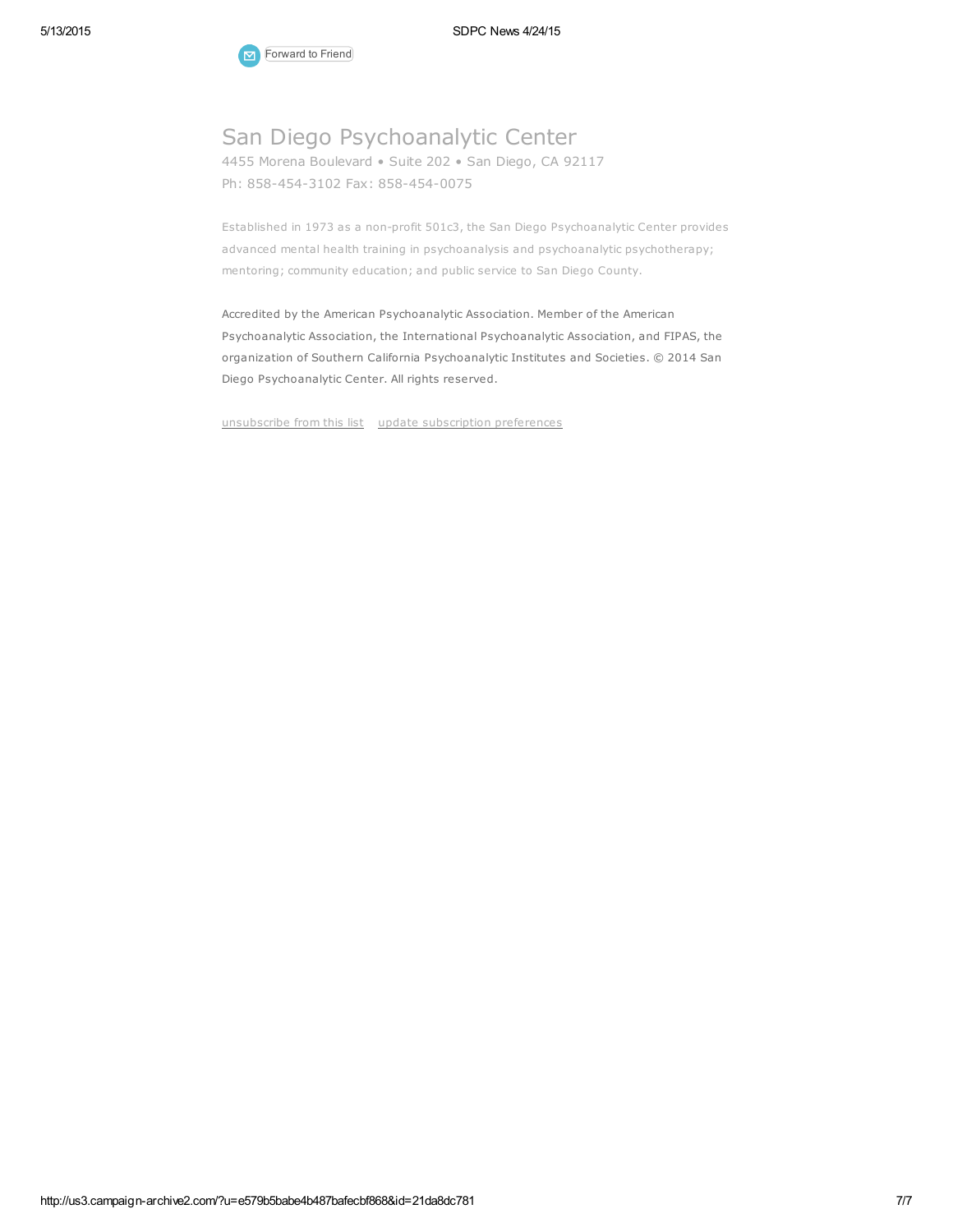Forward to Friend

## San Diego Psychoanalytic Center

4455 Morena Boulevard • Suite 202 • San Diego, CA 92117
Ph: 858-454-3102 Fax: 858-454-0075

Established in 1973 as a non-profit 501c3, the San Diego Psychoanalytic Center provides advanced mental health training in psychoanalysis and psychoanalytic psychotherapy; mentoring; community education; and public service to San Diego County.

Accredited by the American Psychoanalytic Association. Member of the American Psychoanalytic Association, the International Psychoanalytic Association, and FIPAS, the organization of Southern California Psychoanalytic Institutes and Societies. © 2014 San Diego Psychoanalytic Center. All rights reserved.

unsubscribe from this list    update subscription preferences